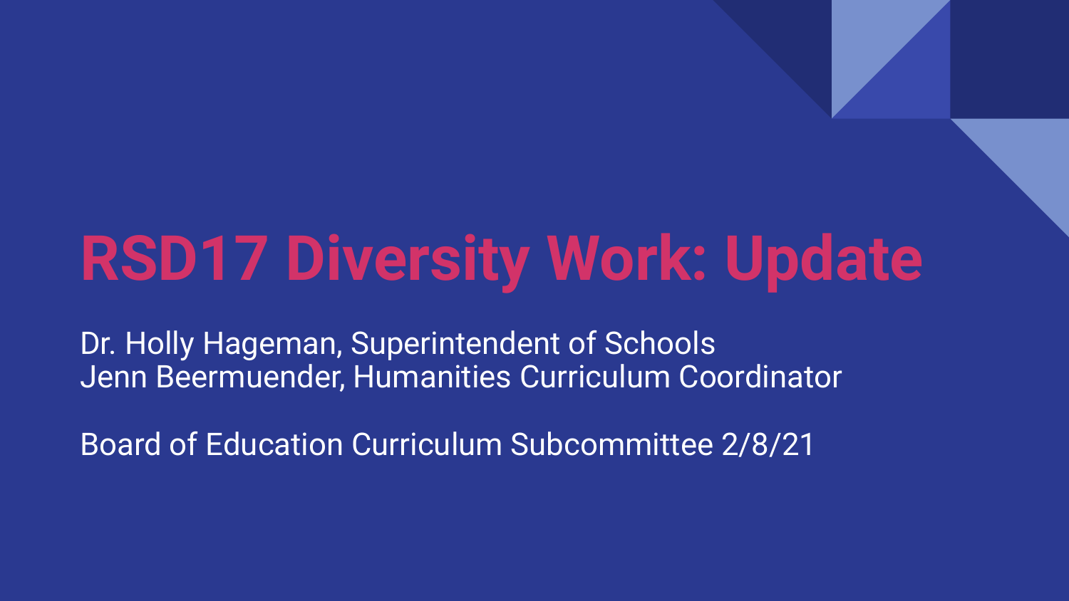# RSD17 Diversity Work: Update

Dr. Holly Hageman, Superintendent of Schools
Jenn Beermuender, Humanities Curriculum Coordinator

Board of Education Curriculum Subcommittee 2/8/21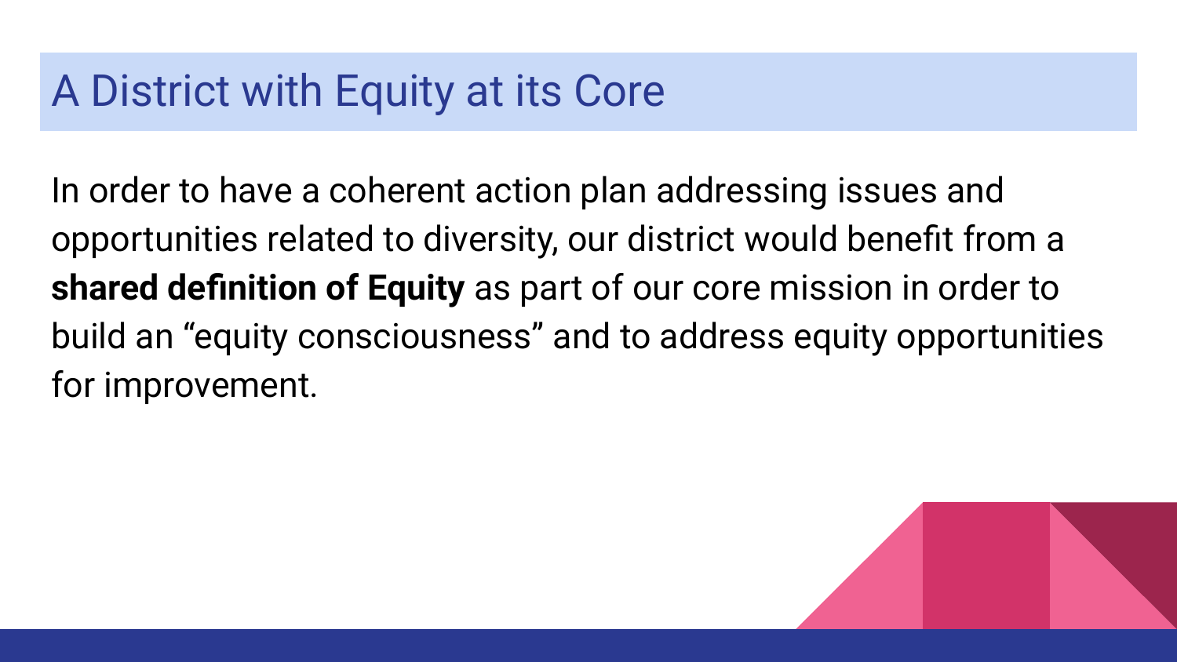# A District with Equity at its Core

In order to have a coherent action plan addressing issues and opportunities related to diversity, our district would benefit from a **shared definition of Equity** as part of our core mission in order to build an "equity consciousness" and to address equity opportunities for improvement.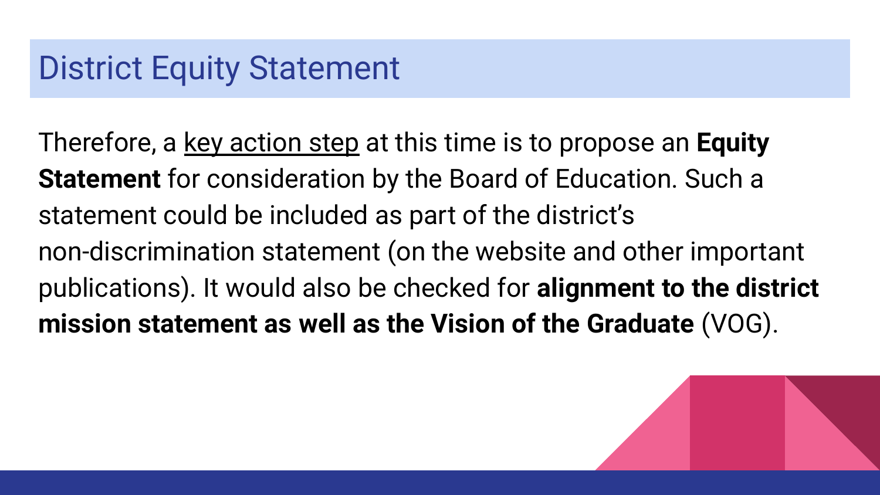## District Equity Statement

Therefore, a key action step at this time is to propose an **Equity Statement** for consideration by the Board of Education. Such a statement could be included as part of the district's non-discrimination statement (on the website and other important publications). It would also be checked for **alignment to the district mission statement as well as the Vision of the Graduate** (VOG).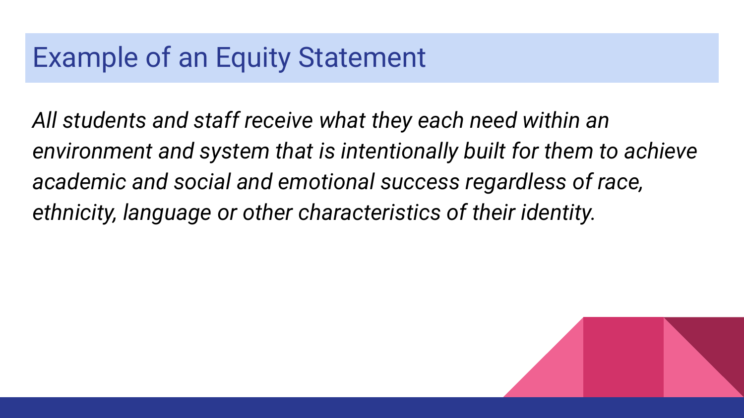# Example of an Equity Statement

*All students and staff receive what they each need within an environment and system that is intentionally built for them to achieve academic and social and emotional success regardless of race, ethnicity, language or other characteristics of their identity.*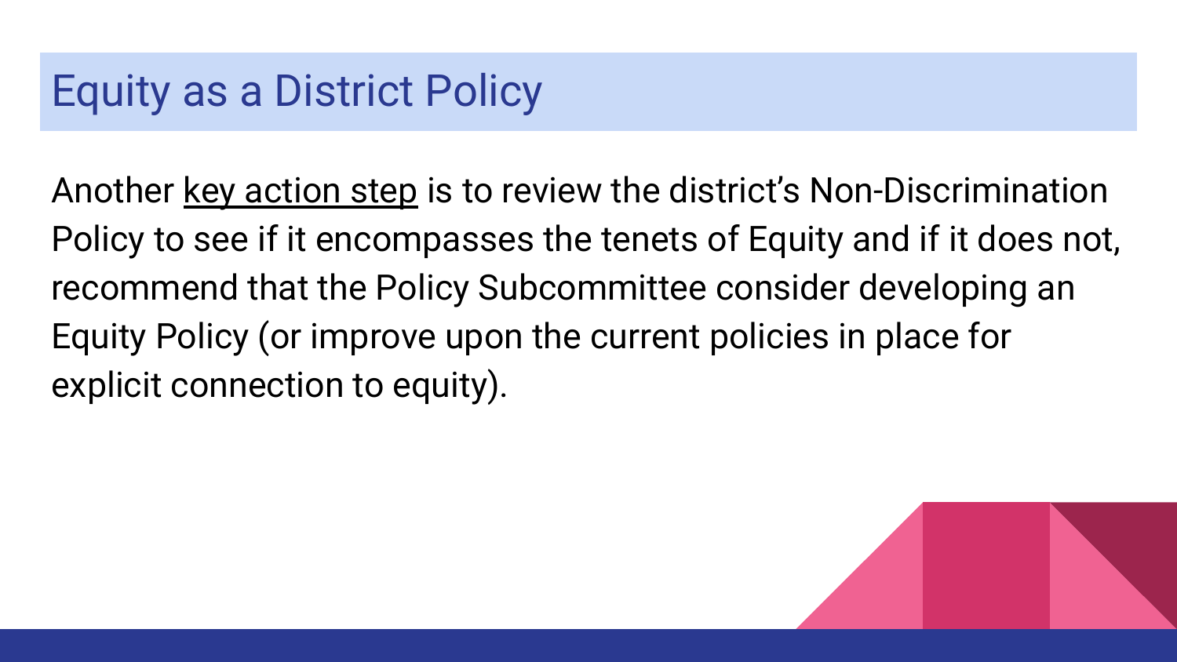# Equity as a District Policy

Another key action step is to review the district's Non-Discrimination Policy to see if it encompasses the tenets of Equity and if it does not, recommend that the Policy Subcommittee consider developing an Equity Policy (or improve upon the current policies in place for explicit connection to equity).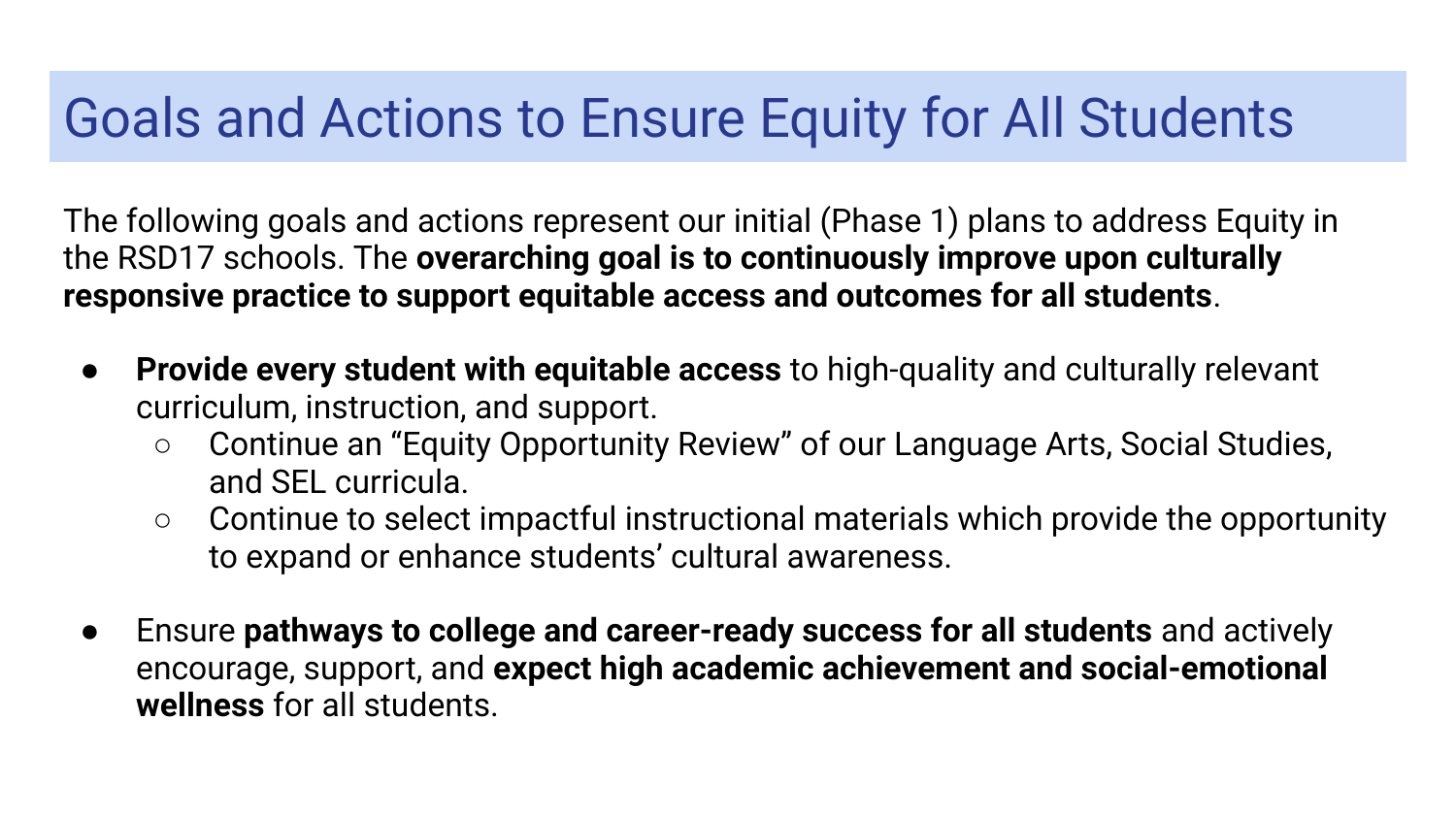# Goals and Actions to Ensure Equity for All Students

The following goals and actions represent our initial (Phase 1) plans to address Equity in the RSD17 schools. The **overarching goal is to continuously improve upon culturally responsive practice to support equitable access and outcomes for all students**.

- **Provide every student with equitable access** to high-quality and culturally relevant curriculum, instruction, and support.
  - Continue an "Equity Opportunity Review" of our Language Arts, Social Studies, and SEL curricula.
  - Continue to select impactful instructional materials which provide the opportunity to expand or enhance students' cultural awareness.

- Ensure **pathways to college and career-ready success for all students** and actively encourage, support, and **expect high academic achievement and social-emotional wellness** for all students.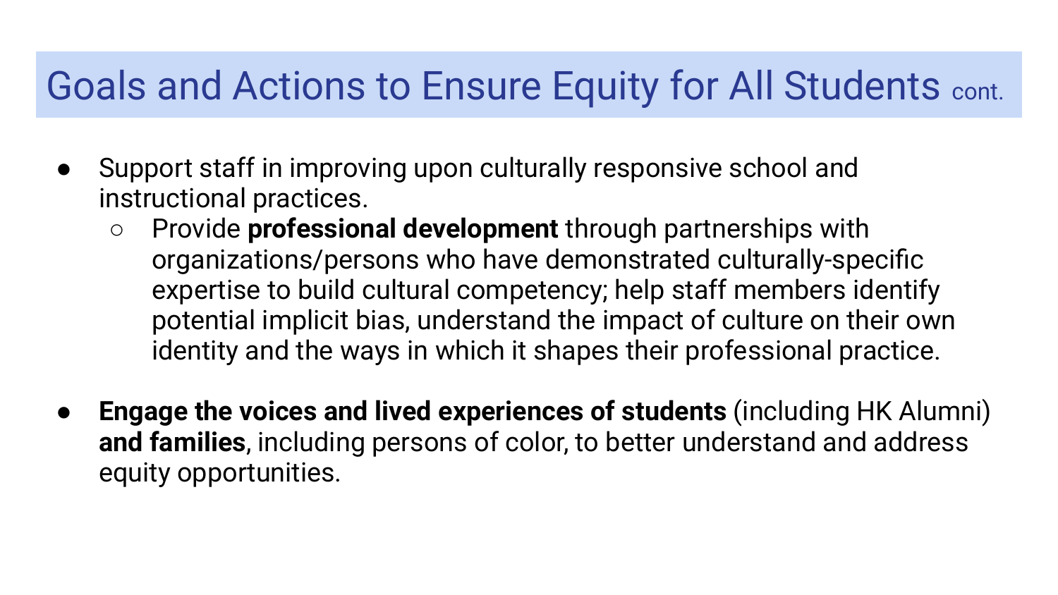# Goals and Actions to Ensure Equity for All Students cont.

- Support staff in improving upon culturally responsive school and instructional practices.
  - Provide **professional development** through partnerships with organizations/persons who have demonstrated culturally-specific expertise to build cultural competency; help staff members identify potential implicit bias, understand the impact of culture on their own identity and the ways in which it shapes their professional practice.

- **Engage the voices and lived experiences of students** (including HK Alumni) **and families**, including persons of color, to better understand and address equity opportunities.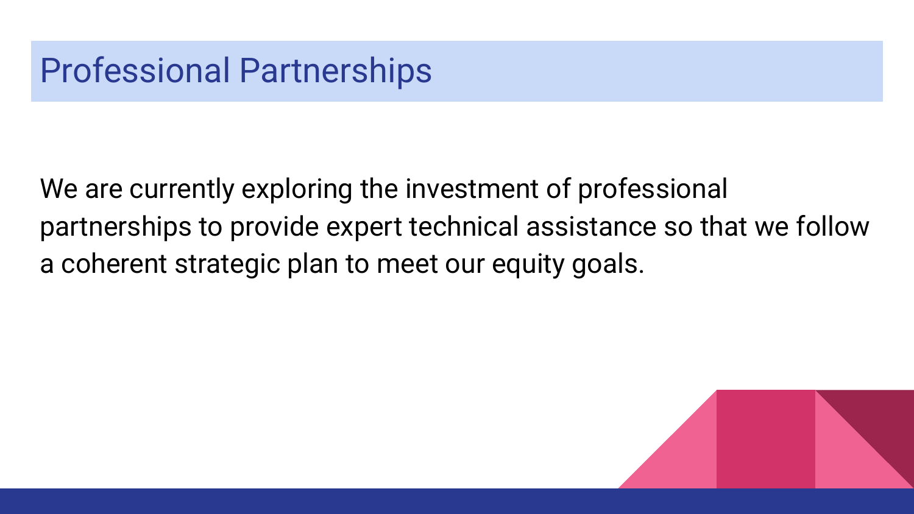# Professional Partnerships

We are currently exploring the investment of professional partnerships to provide expert technical assistance so that we follow a coherent strategic plan to meet our equity goals.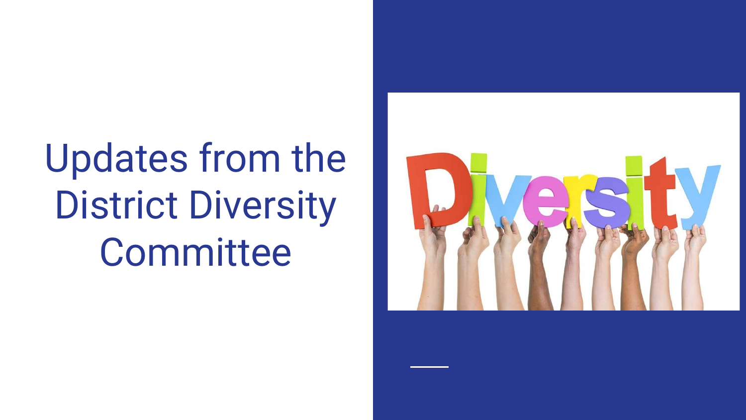# Updates from the District Diversity Committee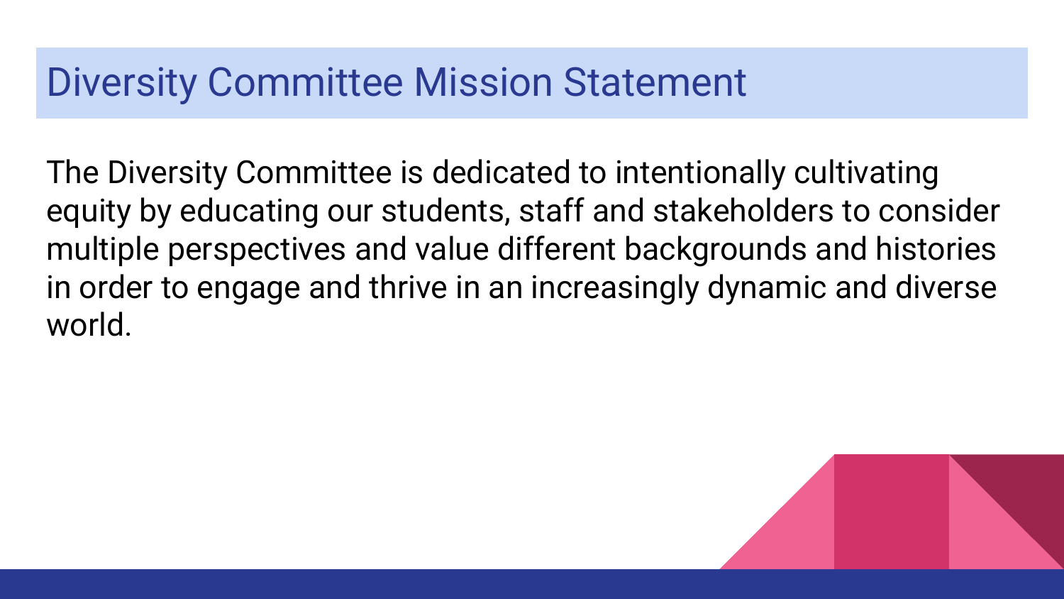# Diversity Committee Mission Statement

The Diversity Committee is dedicated to intentionally cultivating equity by educating our students, staff and stakeholders to consider multiple perspectives and value different backgrounds and histories in order to engage and thrive in an increasingly dynamic and diverse world.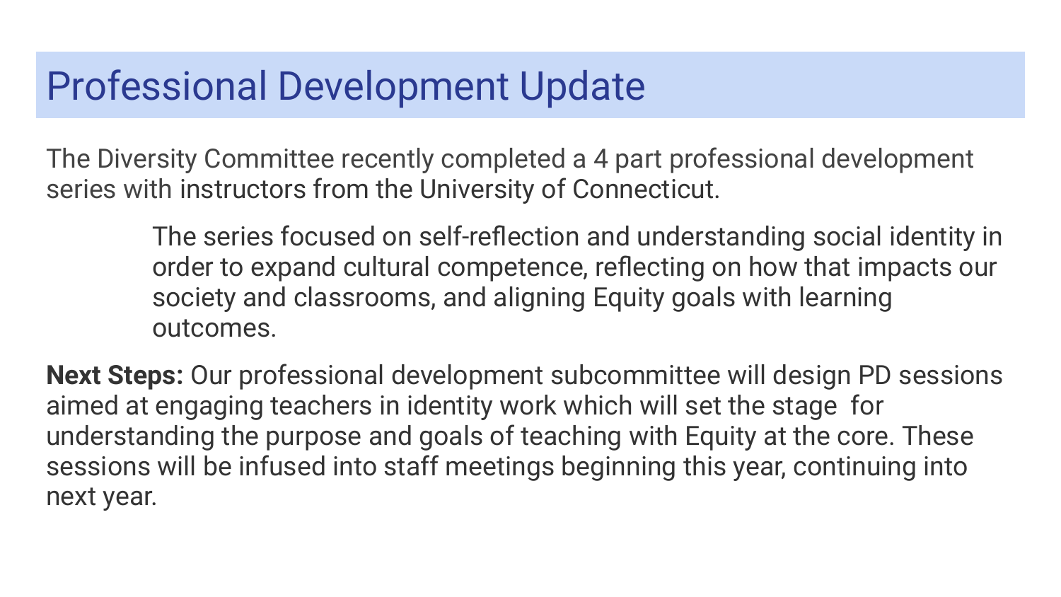# Professional Development Update

The Diversity Committee recently completed a 4 part professional development series with instructors from the University of Connecticut.

> The series focused on self-reflection and understanding social identity in order to expand cultural competence, reflecting on how that impacts our society and classrooms, and aligning Equity goals with learning outcomes.

**Next Steps:** Our professional development subcommittee will design PD sessions aimed at engaging teachers in identity work which will set the stage for understanding the purpose and goals of teaching with Equity at the core. These sessions will be infused into staff meetings beginning this year, continuing into next year.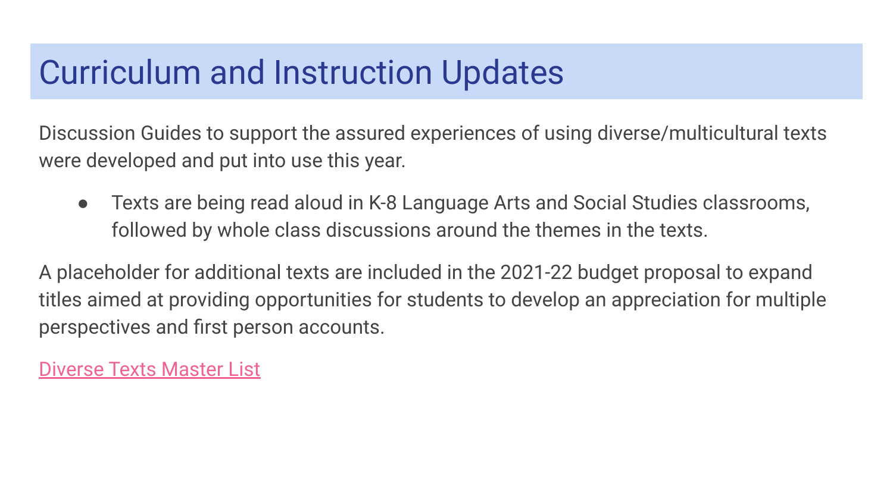# Curriculum and Instruction Updates

Discussion Guides to support the assured experiences of using diverse/multicultural texts were developed and put into use this year.

- Texts are being read aloud in K-8 Language Arts and Social Studies classrooms, followed by whole class discussions around the themes in the texts.

A placeholder for additional texts are included in the 2021-22 budget proposal to expand titles aimed at providing opportunities for students to develop an appreciation for multiple perspectives and first person accounts.

Diverse Texts Master List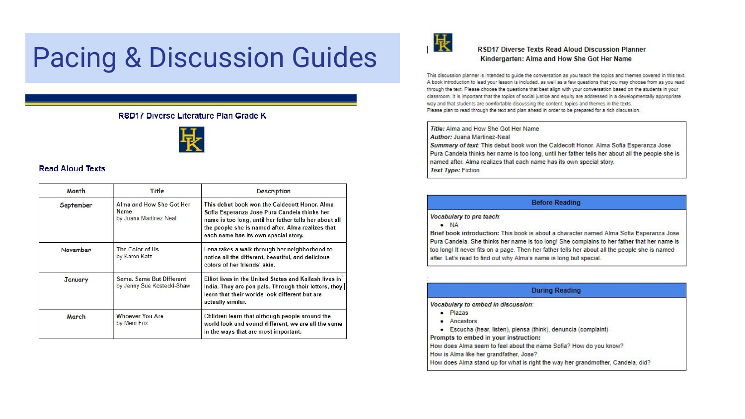# Pacing & Discussion Guides

## RSD17 Diverse Literature Plan Grade K

### Read Aloud Texts

| Month | Title | Description |
| --- | --- | --- |
| September | Alma and How She Got Her Name by Juana Martinez Neal | This debut book won the Caldecott Honor. Alma Sofia Esperanza Jose Pura Candela thinks her name is too long, until her father tells her about all the people she is named after. Alma realizes that each name has its own special story. |
| November | The Color of Us by Karen Katz | Lena takes a walk through her neighborhood to notice all the different, beautiful, and delicious colors of her friends' skin. |
| January | Same, Same But Different by Jenny Sue Kostecki-Shaw | Elliot lives in the United States and Kailash lives in India. They are pen pals. Through their letters, they learn that their worlds look different but are actually similar. |
| March | Whoever You Are by Mem Fox | Children learn that although people around the world look and sound different, we are all the same in the ways that are most important. |

## RSD17 Diverse Texts Read Aloud Discussion Planner

### Kindergarten: Alma and How She Got Her Name

This discussion planner is intended to guide the conversation as you teach the topics and themes covered in this text. A book introduction to lead your lesson is included, as well as a few questions that you may choose from as you read through the text. Please choose the questions that best align with your conversation based on the students in your classroom. It is important that the topics of social justice and equity are addressed in a developmentally appropriate way and that students are comfortable discussing the content, topics and themes in the texts.
Please plan to read through the text and plan ahead in order to be prepared for a rich discussion.

***Title:*** Alma and How She Got Her Name
***Author:*** Juana Martinez-Neal
***Summary of text:*** This debut book won the Caldecott Honor. Alma Sofia Esperanza Jose Pura Candela thinks her name is too long, until her father tells her about all the people she is named after. Alma realizes that each name has its own special story.
***Text Type:*** Fiction

#### Before Reading

***Vocabulary to pre teach:***

- NA

**Brief book introduction:** This book is about a character named Alma Sofia Esperanza Jose Pura Candela. She thinks her name is too long! She complains to her father that her name is too long! It never fits on a page. Then her father tells her about all the people she is named after. Let's read to find out why Alma's name is long but special.

#### During Reading

***Vocabulary to embed in discussion:***

- Plazas
- Ancestors
- Escucha (hear, listen), piensa (think), denuncia (complaint)

**Prompts to embed in your instruction:**
How does Alma seem to feel about the name Sofia? How do you know?
How is Alma like her grandfather, Jose?
How does Alma stand up for what is right the way her grandmother, Candela, did?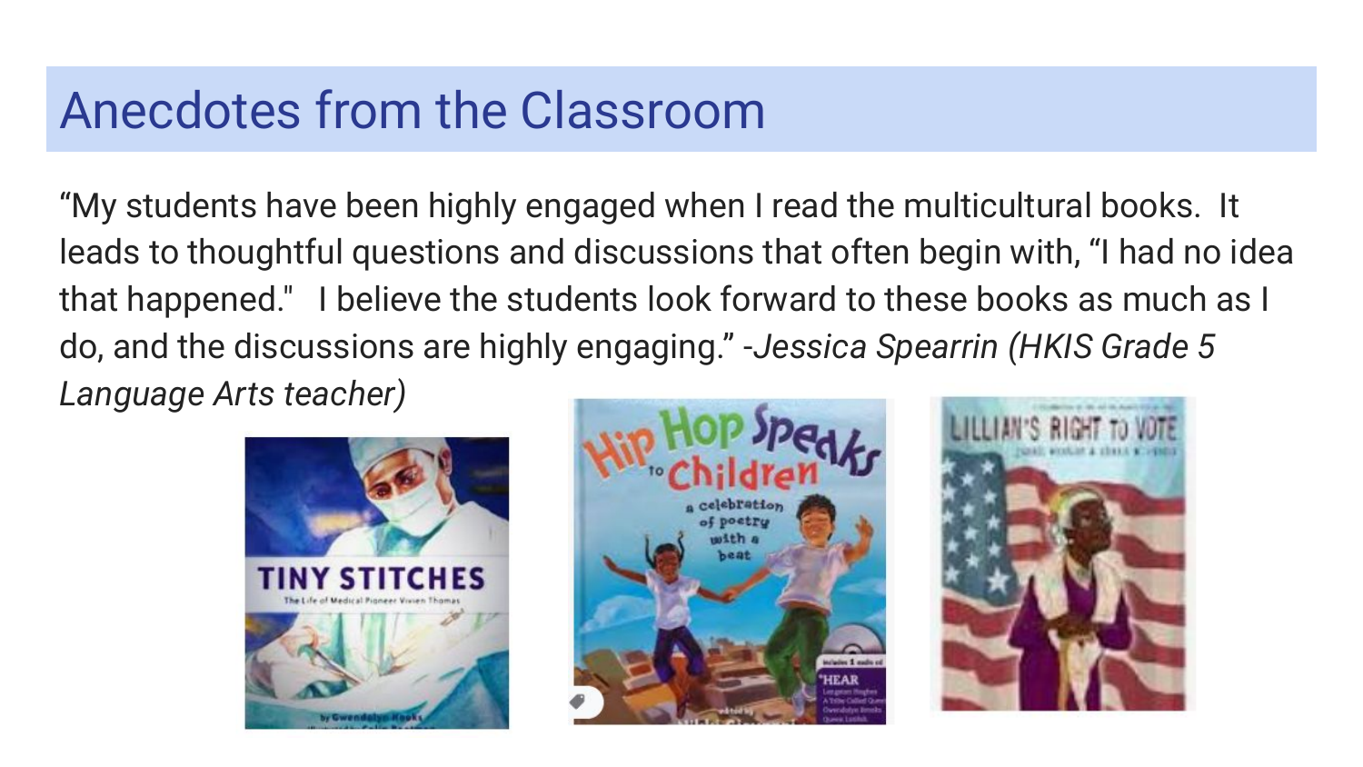# Anecdotes from the Classroom

"My students have been highly engaged when I read the multicultural books. It leads to thoughtful questions and discussions that often begin with, "I had no idea that happened." I believe the students look forward to these books as much as I do, and the discussions are highly engaging." -*Jessica Spearrin (HKIS Grade 5 Language Arts teacher)*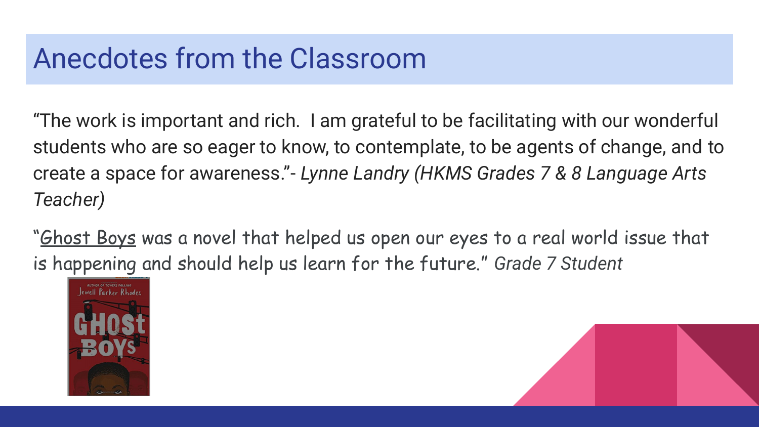# Anecdotes from the Classroom

"The work is important and rich. I am grateful to be facilitating with our wonderful students who are so eager to know, to contemplate, to be agents of change, and to create a space for awareness."- *Lynne Landry (HKMS Grades 7 & 8 Language Arts Teacher)*

"Ghost Boys was a novel that helped us open our eyes to a real world issue that is happening and should help us learn for the future." *Grade 7 Student*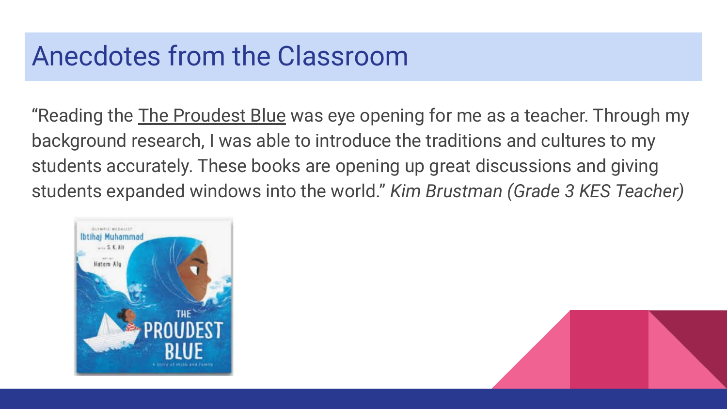# Anecdotes from the Classroom

"Reading the The Proudest Blue was eye opening for me as a teacher. Through my background research, I was able to introduce the traditions and cultures to my students accurately. These books are opening up great discussions and giving students expanded windows into the world." *Kim Brustman (Grade 3 KES Teacher)*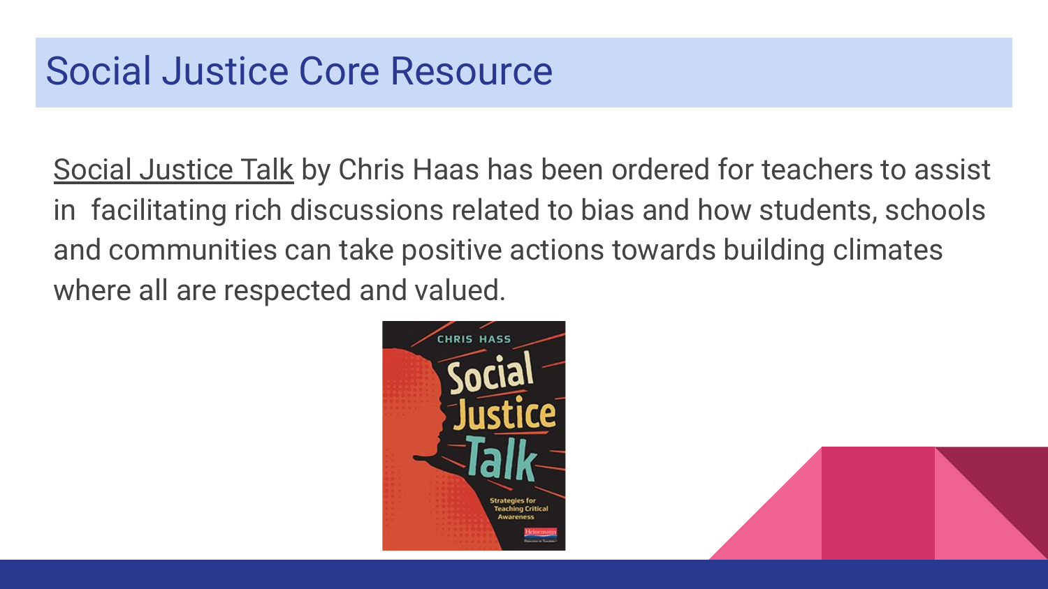# Social Justice Core Resource

Social Justice Talk by Chris Haas has been ordered for teachers to assist in facilitating rich discussions related to bias and how students, schools and communities can take positive actions towards building climates where all are respected and valued.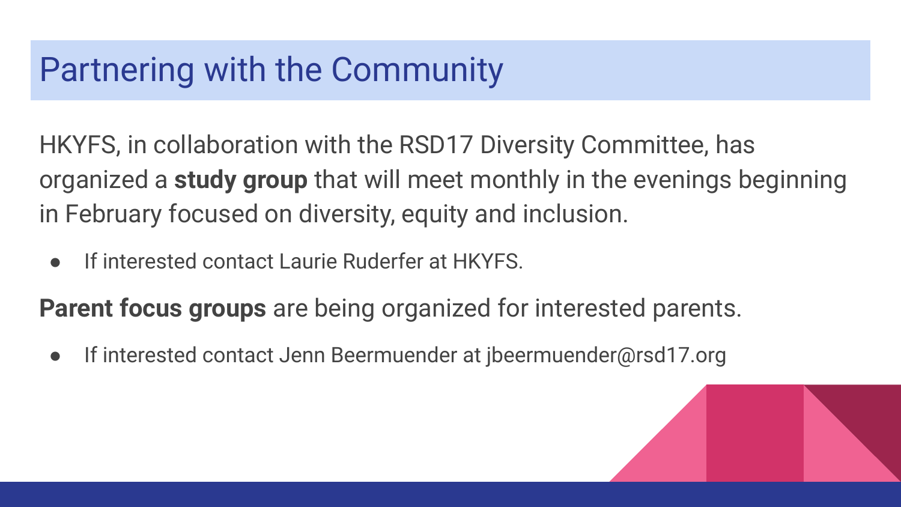# Partnering with the Community

HKYFS, in collaboration with the RSD17 Diversity Committee, has organized a **study group** that will meet monthly in the evenings beginning in February focused on diversity, equity and inclusion.

- If interested contact Laurie Ruderfer at HKYFS.

**Parent focus groups** are being organized for interested parents.

- If interested contact Jenn Beermuender at jbeermuender@rsd17.org